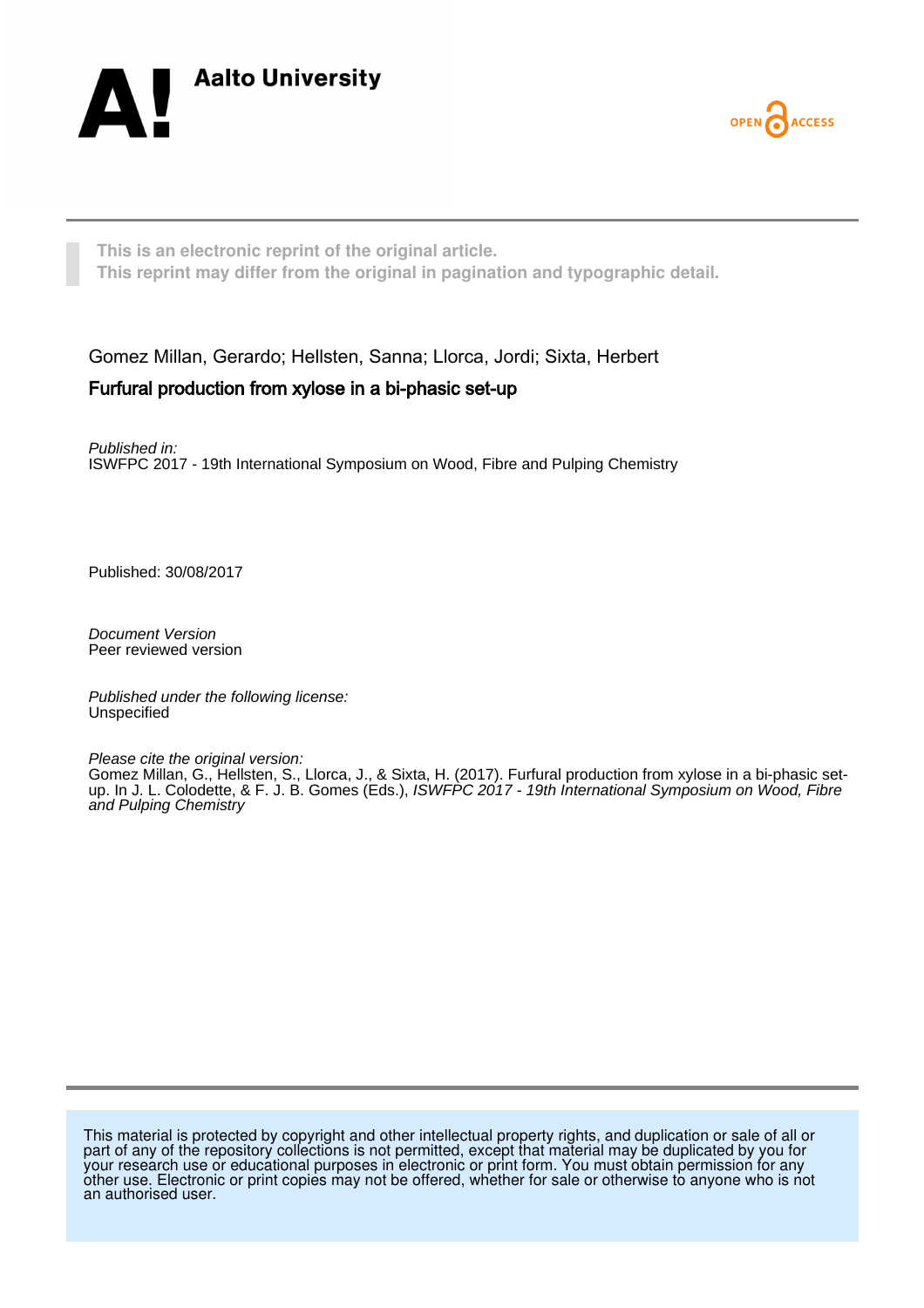**Aalto University**

OPEN ACCESS

This is an electronic reprint of the original article.
This reprint may differ from the original in pagination and typographic detail.

Gomez Millan, Gerardo; Hellsten, Sanna; Llorca, Jordi; Sixta, Herbert

# Furfural production from xylose in a bi-phasic set-up

*Published in:*
ISWFPC 2017 - 19th International Symposium on Wood, Fibre and Pulping Chemistry

Published: 30/08/2017

*Document Version*
Peer reviewed version

*Published under the following license:*
Unspecified

*Please cite the original version:*
Gomez Millan, G., Hellsten, S., Llorca, J., & Sixta, H. (2017). Furfural production from xylose in a bi-phasic set-up. In J. L. Colodette, & F. J. B. Gomes (Eds.), *ISWFPC 2017 - 19th International Symposium on Wood, Fibre and Pulping Chemistry*

This material is protected by copyright and other intellectual property rights, and duplication or sale of all or part of any of the repository collections is not permitted, except that material may be duplicated by you for your research use or educational purposes in electronic or print form. You must obtain permission for any other use. Electronic or print copies may not be offered, whether for sale or otherwise to anyone who is not an authorised user.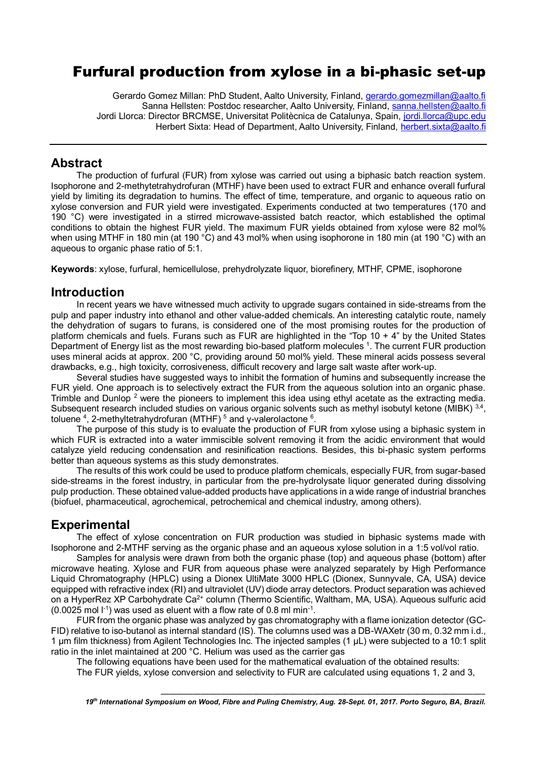# Furfural production from xylose in a bi-phasic set-up

Gerardo Gomez Millan: PhD Student, Aalto University, Finland, gerardo.gomezmillan@aalto.fi
Sanna Hellsten: Postdoc researcher, Aalto University, Finland, sanna.hellsten@aalto.fi
Jordi Llorca: Director BRCMSE, Universitat Politècnica de Catalunya, Spain, jordi.llorca@upc.edu
Herbert Sixta: Head of Department, Aalto University, Finland, herbert.sixta@aalto.fi

## Abstract

The production of furfural (FUR) from xylose was carried out using a biphasic batch reaction system. Isophorone and 2-methytetrahydrofuran (MTHF) have been used to extract FUR and enhance overall furfural yield by limiting its degradation to humins. The effect of time, temperature, and organic to aqueous ratio on xylose conversion and FUR yield were investigated. Experiments conducted at two temperatures (170 and 190 °C) were investigated in a stirred microwave-assisted batch reactor, which established the optimal conditions to obtain the highest FUR yield. The maximum FUR yields obtained from xylose were 82 mol% when using MTHF in 180 min (at 190 °C) and 43 mol% when using isophorone in 180 min (at 190 °C) with an aqueous to organic phase ratio of 5:1.

**Keywords**: xylose, furfural, hemicellulose, prehydrolyzate liquor, biorefinery, MTHF, CPME, isophorone

## Introduction

In recent years we have witnessed much activity to upgrade sugars contained in side-streams from the pulp and paper industry into ethanol and other value-added chemicals. An interesting catalytic route, namely the dehydration of sugars to furans, is considered one of the most promising routes for the production of platform chemicals and fuels. Furans such as FUR are highlighted in the "Top 10 + 4" by the United States Department of Energy list as the most rewarding bio-based platform molecules [1]. The current FUR production uses mineral acids at approx. 200 °C, providing around 50 mol% yield. These mineral acids possess several drawbacks, e.g., high toxicity, corrosiveness, difficult recovery and large salt waste after work-up.

Several studies have suggested ways to inhibit the formation of humins and subsequently increase the FUR yield. One approach is to selectively extract the FUR from the aqueous solution into an organic phase. Trimble and Dunlop [2] were the pioneers to implement this idea using ethyl acetate as the extracting media. Subsequent research included studies on various organic solvents such as methyl isobutyl ketone (MIBK) [3,4], toluene [4], 2-methyltetrahydrofuran (MTHF) [5] and γ-valerolactone [6].

The purpose of this study is to evaluate the production of FUR from xylose using a biphasic system in which FUR is extracted into a water immiscible solvent removing it from the acidic environment that would catalyze yield reducing condensation and resinification reactions. Besides, this bi-phasic system performs better than aqueous systems as this study demonstrates.

The results of this work could be used to produce platform chemicals, especially FUR, from sugar-based side-streams in the forest industry, in particular from the pre-hydrolysate liquor generated during dissolving pulp production. These obtained value-added products have applications in a wide range of industrial branches (biofuel, pharmaceutical, agrochemical, petrochemical and chemical industry, among others).

## Experimental

The effect of xylose concentration on FUR production was studied in biphasic systems made with Isophorone and 2-MTHF serving as the organic phase and an aqueous xylose solution in a 1:5 vol/vol ratio.

Samples for analysis were drawn from both the organic phase (top) and aqueous phase (bottom) after microwave heating. Xylose and FUR from aqueous phase were analyzed separately by High Performance Liquid Chromatography (HPLC) using a Dionex UltiMate 3000 HPLC (Dionex, Sunnyvale, CA, USA) device equipped with refractive index (RI) and ultraviolet (UV) diode array detectors. Product separation was achieved on a HyperRez XP Carbohydrate $Ca^{2+}$ column (Thermo Scientific, Waltham, MA, USA). Aqueous sulfuric acid (0.0025 mol $l^{-1}$) was used as eluent with a flow rate of 0.8 ml $min^{-1}$.

FUR from the organic phase was analyzed by gas chromatography with a flame ionization detector (GC-FID) relative to iso-butanol as internal standard (IS). The columns used was a DB-WAXetr (30 m, 0.32 mm i.d., 1 µm film thickness) from Agilent Technologies Inc. The injected samples (1 µL) were subjected to a 10:1 split ratio in the inlet maintained at 200 °C. Helium was used as the carrier gas

The following equations have been used for the mathematical evaluation of the obtained results:

The FUR yields, xylose conversion and selectivity to FUR are calculated using equations 1, 2 and 3,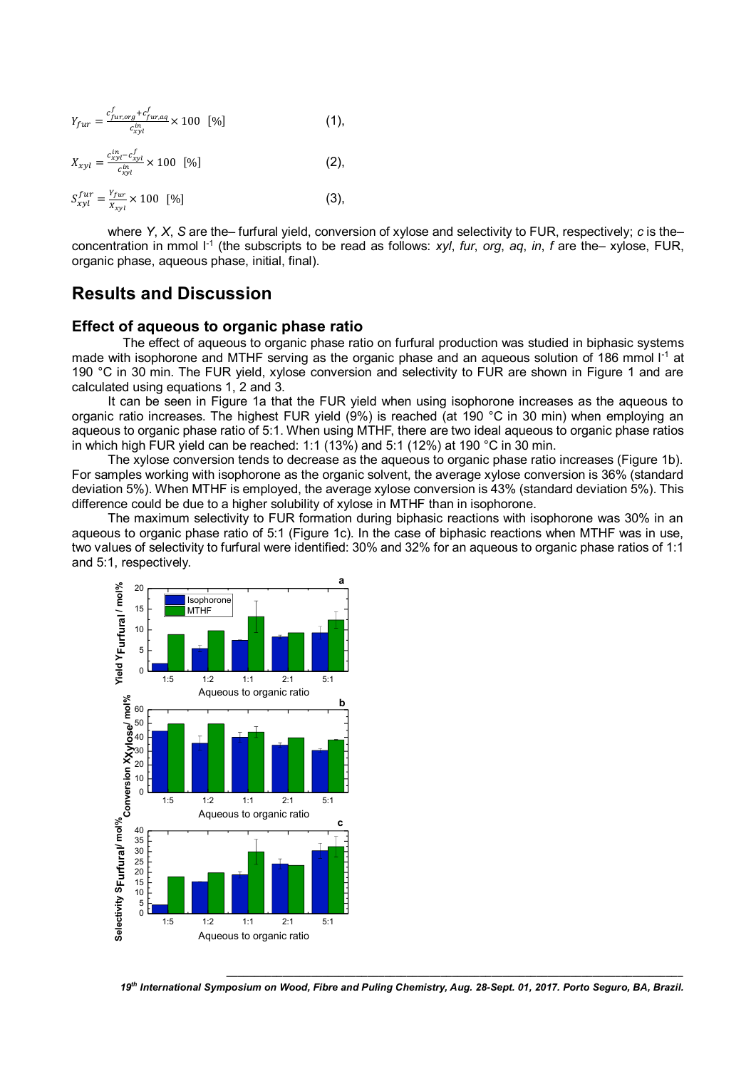$$Y_{fur} = \frac{c^{f}_{fur,org} + c^{f}_{fur,aq}}{c^{in}_{xyl}} \times 100 \ \ [\%] \qquad (1),$$

$$X_{xyl} = \frac{c^{in}_{xyl} - c^{f}_{xyl}}{c^{in}_{xyl}} \times 100 \ \ [\%] \qquad (2),$$

$$S^{fur}_{xyl} = \frac{Y_{fur}}{X_{xyl}} \times 100 \ \ [\%] \qquad (3),$$

where $Y$, $X$, $S$ are the– furfural yield, conversion of xylose and selectivity to FUR, respectively; $c$ is the– concentration in mmol $l^{-1}$ (the subscripts to be read as follows: *xyl*, *fur*, *org*, *aq*, *in*, *f* are the– xylose, FUR, organic phase, aqueous phase, initial, final).

## Results and Discussion

### Effect of aqueous to organic phase ratio

The effect of aqueous to organic phase ratio on furfural production was studied in biphasic systems made with isophorone and MTHF serving as the organic phase and an aqueous solution of 186 mmol $l^{-1}$ at 190 °C in 30 min. The FUR yield, xylose conversion and selectivity to FUR are shown in Figure 1 and are calculated using equations 1, 2 and 3.

It can be seen in Figure 1a that the FUR yield when using isophorone increases as the aqueous to organic ratio increases. The highest FUR yield (9%) is reached (at 190 °C in 30 min) when employing an aqueous to organic phase ratio of 5:1. When using MTHF, there are two ideal aqueous to organic phase ratios in which high FUR yield can be reached: 1:1 (13%) and 5:1 (12%) at 190 °C in 30 min.

The xylose conversion tends to decrease as the aqueous to organic phase ratio increases (Figure 1b). For samples working with isophorone as the organic solvent, the average xylose conversion is 36% (standard deviation 5%). When MTHF is employed, the average xylose conversion is 43% (standard deviation 5%). This difference could be due to a higher solubility of xylose in MTHF than in isophorone.

The maximum selectivity to FUR formation during biphasic reactions with isophorone was 30% in an aqueous to organic phase ratio of 5:1 (Figure 1c). In the case of biphasic reactions when MTHF was in use, two values of selectivity to furfural were identified: 30% and 32% for an aqueous to organic phase ratios of 1:1 and 5:1, respectively.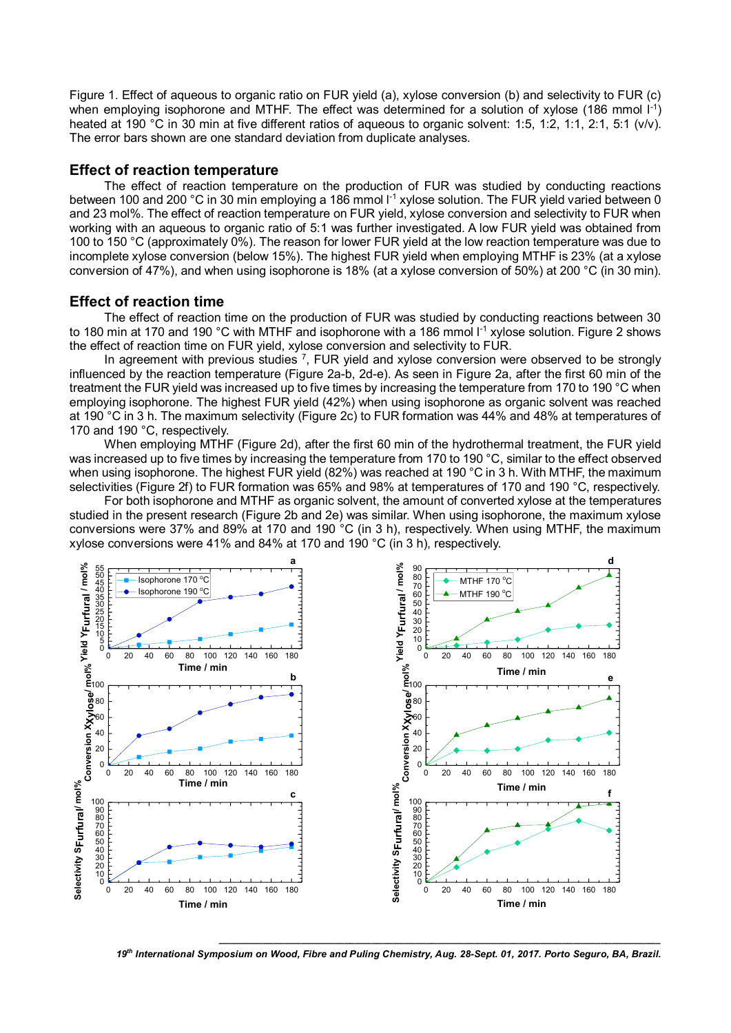Figure 1. Effect of aqueous to organic ratio on FUR yield (a), xylose conversion (b) and selectivity to FUR (c) when employing isophorone and MTHF. The effect was determined for a solution of xylose (186 mmol $l^{-1}$) heated at 190 °C in 30 min at five different ratios of aqueous to organic solvent: 1:5, 1:2, 1:1, 2:1, 5:1 (v/v). The error bars shown are one standard deviation from duplicate analyses.

## Effect of reaction temperature

The effect of reaction temperature on the production of FUR was studied by conducting reactions between 100 and 200 °C in 30 min employing a 186 mmol $l^{-1}$ xylose solution. The FUR yield varied between 0 and 23 mol%. The effect of reaction temperature on FUR yield, xylose conversion and selectivity to FUR when working with an aqueous to organic ratio of 5:1 was further investigated. A low FUR yield was obtained from 100 to 150 °C (approximately 0%). The reason for lower FUR yield at the low reaction temperature was due to incomplete xylose conversion (below 15%). The highest FUR yield when employing MTHF is 23% (at a xylose conversion of 47%), and when using isophorone is 18% (at a xylose conversion of 50%) at 200 °C (in 30 min).

## Effect of reaction time

The effect of reaction time on the production of FUR was studied by conducting reactions between 30 to 180 min at 170 and 190 °C with MTHF and isophorone with a 186 mmol $l^{-1}$ xylose solution. Figure 2 shows the effect of reaction time on FUR yield, xylose conversion and selectivity to FUR.

In agreement with previous studies [7], FUR yield and xylose conversion were observed to be strongly influenced by the reaction temperature (Figure 2a-b, 2d-e). As seen in Figure 2a, after the first 60 min of the treatment the FUR yield was increased up to five times by increasing the temperature from 170 to 190 °C when employing isophorone. The highest FUR yield (42%) when using isophorone as organic solvent was reached at 190 °C in 3 h. The maximum selectivity (Figure 2c) to FUR formation was 44% and 48% at temperatures of 170 and 190 °C, respectively.

When employing MTHF (Figure 2d), after the first 60 min of the hydrothermal treatment, the FUR yield was increased up to five times by increasing the temperature from 170 to 190 °C, similar to the effect observed when using isophorone. The highest FUR yield (82%) was reached at 190 °C in 3 h. With MTHF, the maximum selectivities (Figure 2f) to FUR formation was 65% and 98% at temperatures of 170 and 190 °C, respectively.

For both isophorone and MTHF as organic solvent, the amount of converted xylose at the temperatures studied in the present research (Figure 2b and 2e) was similar. When using isophorone, the maximum xylose conversions were 37% and 89% at 170 and 190 °C (in 3 h), respectively. When using MTHF, the maximum xylose conversions were 41% and 84% at 170 and 190 °C (in 3 h), respectively.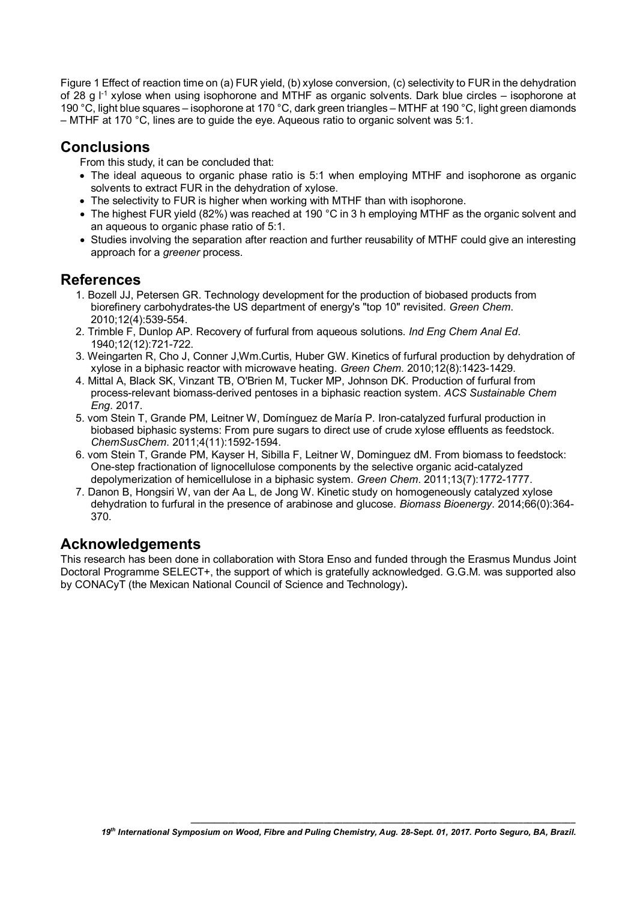Figure 1 Effect of reaction time on (a) FUR yield, (b) xylose conversion, (c) selectivity to FUR in the dehydration of 28 g $l^{-1}$ xylose when using isophorone and MTHF as organic solvents. Dark blue circles – isophorone at 190 °C, light blue squares – isophorone at 170 °C, dark green triangles – MTHF at 190 °C, light green diamonds – MTHF at 170 °C, lines are to guide the eye. Aqueous ratio to organic solvent was 5:1.

## Conclusions

From this study, it can be concluded that:

- The ideal aqueous to organic phase ratio is 5:1 when employing MTHF and isophorone as organic solvents to extract FUR in the dehydration of xylose.
- The selectivity to FUR is higher when working with MTHF than with isophorone.
- The highest FUR yield (82%) was reached at 190 °C in 3 h employing MTHF as the organic solvent and an aqueous to organic phase ratio of 5:1.
- Studies involving the separation after reaction and further reusability of MTHF could give an interesting approach for a *greener* process.

## References

1. Bozell JJ, Petersen GR. Technology development for the production of biobased products from biorefinery carbohydrates-the US department of energy's "top 10" revisited. *Green Chem*. 2010;12(4):539-554.
2. Trimble F, Dunlop AP. Recovery of furfural from aqueous solutions. *Ind Eng Chem Anal Ed*. 1940;12(12):721-722.
3. Weingarten R, Cho J, Conner J,Wm.Curtis, Huber GW. Kinetics of furfural production by dehydration of xylose in a biphasic reactor with microwave heating. *Green Chem*. 2010;12(8):1423-1429.
4. Mittal A, Black SK, Vinzant TB, O'Brien M, Tucker MP, Johnson DK. Production of furfural from process-relevant biomass-derived pentoses in a biphasic reaction system. *ACS Sustainable Chem Eng*. 2017.
5. vom Stein T, Grande PM, Leitner W, Domínguez de María P. Iron-catalyzed furfural production in biobased biphasic systems: From pure sugars to direct use of crude xylose effluents as feedstock. *ChemSusChem*. 2011;4(11):1592-1594.
6. vom Stein T, Grande PM, Kayser H, Sibilla F, Leitner W, Dominguez dM. From biomass to feedstock: One-step fractionation of lignocellulose components by the selective organic acid-catalyzed depolymerization of hemicellulose in a biphasic system. *Green Chem*. 2011;13(7):1772-1777.
7. Danon B, Hongsiri W, van der Aa L, de Jong W. Kinetic study on homogeneously catalyzed xylose dehydration to furfural in the presence of arabinose and glucose. *Biomass Bioenergy*. 2014;66(0):364-370.

## Acknowledgements

This research has been done in collaboration with Stora Enso and funded through the Erasmus Mundus Joint Doctoral Programme SELECT+, the support of which is gratefully acknowledged. G.G.M. was supported also by CONACyT (the Mexican National Council of Science and Technology).